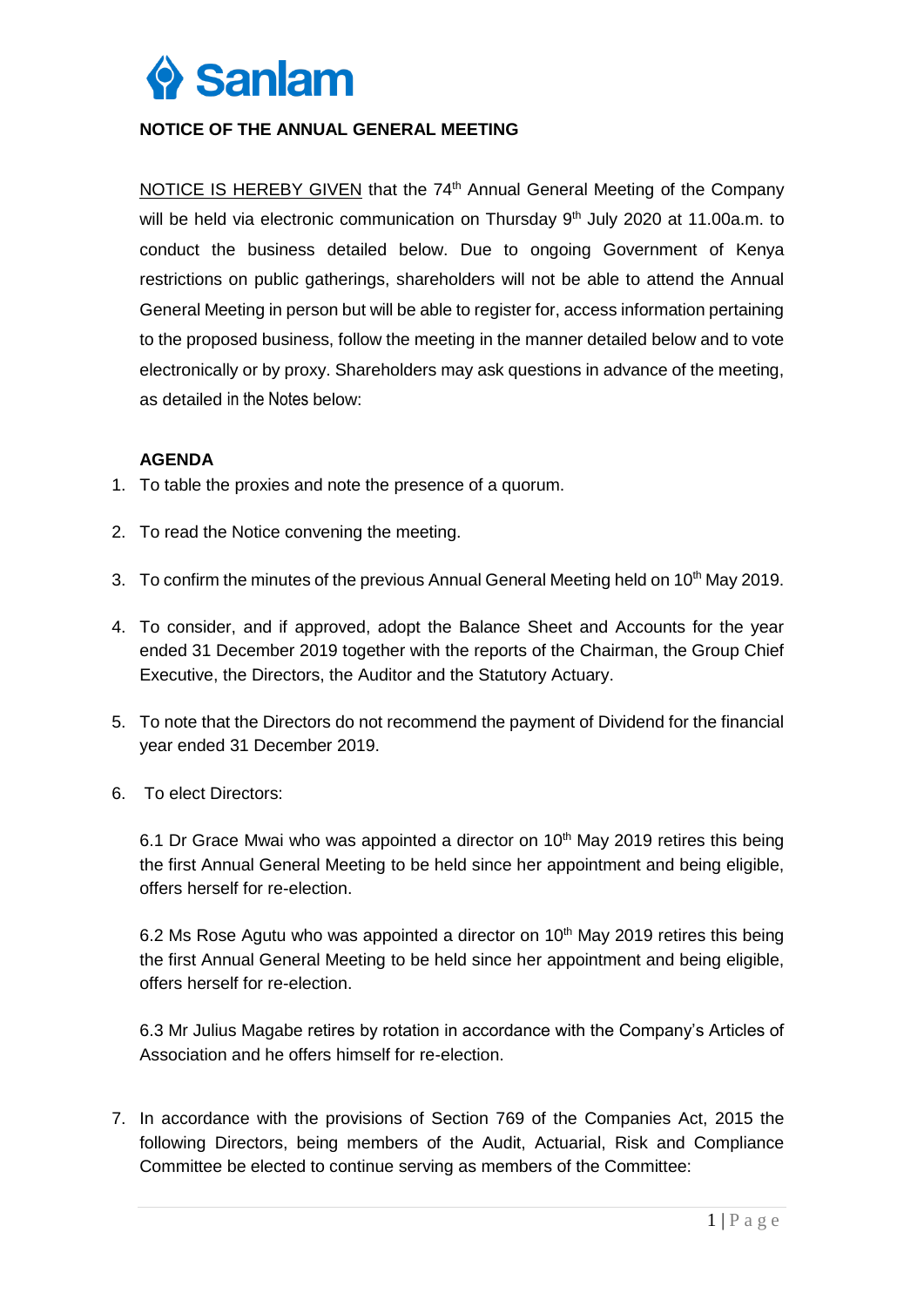Sanlam

## NOTICE OF THE ANNUAL GENERAL MEETING

NOTICE IS HEREBY GIVEN that the 74th Annual General Meeting of the Company will be held via electronic communication on Thursday 9th July 2020 at 11.00a.m. to conduct the business detailed below. Due to ongoing Government of Kenya restrictions on public gatherings, shareholders will not be able to attend the Annual General Meeting in person but will be able to register for, access information pertaining to the proposed business, follow the meeting in the manner detailed below and to vote electronically or by proxy. Shareholders may ask questions in advance of the meeting, as detailed in the Notes below:

**AGENDA**

1. To table the proxies and note the presence of a quorum.
2. To read the Notice convening the meeting.
3. To confirm the minutes of the previous Annual General Meeting held on 10th May 2019.
4. To consider, and if approved, adopt the Balance Sheet and Accounts for the year ended 31 December 2019 together with the reports of the Chairman, the Group Chief Executive, the Directors, the Auditor and the Statutory Actuary.
5. To note that the Directors do not recommend the payment of Dividend for the financial year ended 31 December 2019.
6. To elect Directors:

   6.1 Dr Grace Mwai who was appointed a director on 10th May 2019 retires this being the first Annual General Meeting to be held since her appointment and being eligible, offers herself for re-election.

   6.2 Ms Rose Agutu who was appointed a director on 10th May 2019 retires this being the first Annual General Meeting to be held since her appointment and being eligible, offers herself for re-election.

   6.3 Mr Julius Magabe retires by rotation in accordance with the Company's Articles of Association and he offers himself for re-election.

7. In accordance with the provisions of Section 769 of the Companies Act, 2015 the following Directors, being members of the Audit, Actuarial, Risk and Compliance Committee be elected to continue serving as members of the Committee: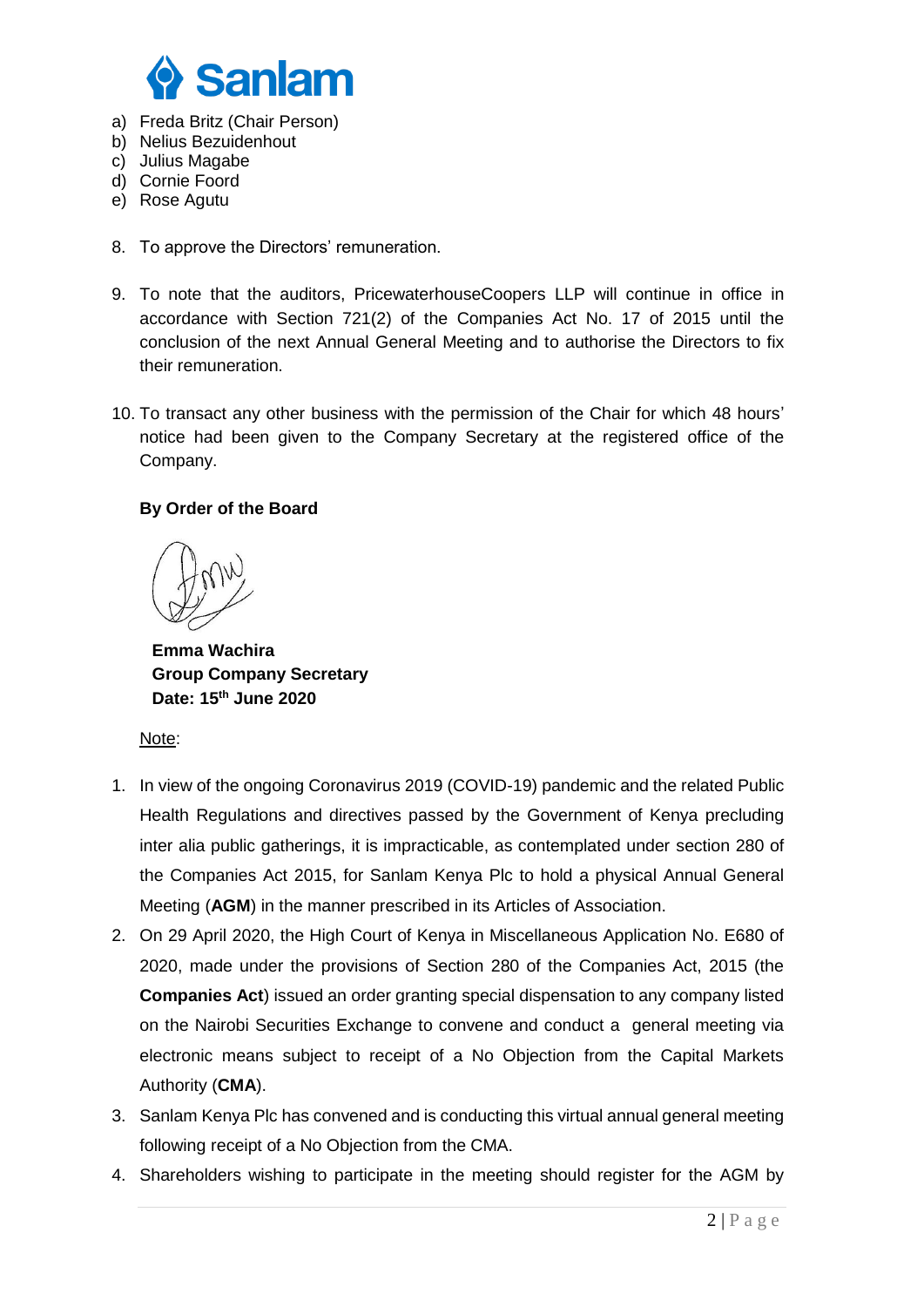a) Freda Britz (Chair Person)
b) Nelius Bezuidenhout
c) Julius Magabe
d) Cornie Foord
e) Rose Agutu

8. To approve the Directors' remuneration.

9. To note that the auditors, PricewaterhouseCoopers LLP will continue in office in accordance with Section 721(2) of the Companies Act No. 17 of 2015 until the conclusion of the next Annual General Meeting and to authorise the Directors to fix their remuneration.

10. To transact any other business with the permission of the Chair for which 48 hours' notice had been given to the Company Secretary at the registered office of the Company.

**By Order of the Board**

**Emma Wachira**
**Group Company Secretary**
**Date: 15th June 2020**

<u>Note</u>:

1. In view of the ongoing Coronavirus 2019 (COVID-19) pandemic and the related Public Health Regulations and directives passed by the Government of Kenya precluding inter alia public gatherings, it is impracticable, as contemplated under section 280 of the Companies Act 2015, for Sanlam Kenya Plc to hold a physical Annual General Meeting (**AGM**) in the manner prescribed in its Articles of Association.
2. On 29 April 2020, the High Court of Kenya in Miscellaneous Application No. E680 of 2020, made under the provisions of Section 280 of the Companies Act, 2015 (the **Companies Act**) issued an order granting special dispensation to any company listed on the Nairobi Securities Exchange to convene and conduct a general meeting via electronic means subject to receipt of a No Objection from the Capital Markets Authority (**CMA**).
3. Sanlam Kenya Plc has convened and is conducting this virtual annual general meeting following receipt of a No Objection from the CMA.
4. Shareholders wishing to participate in the meeting should register for the AGM by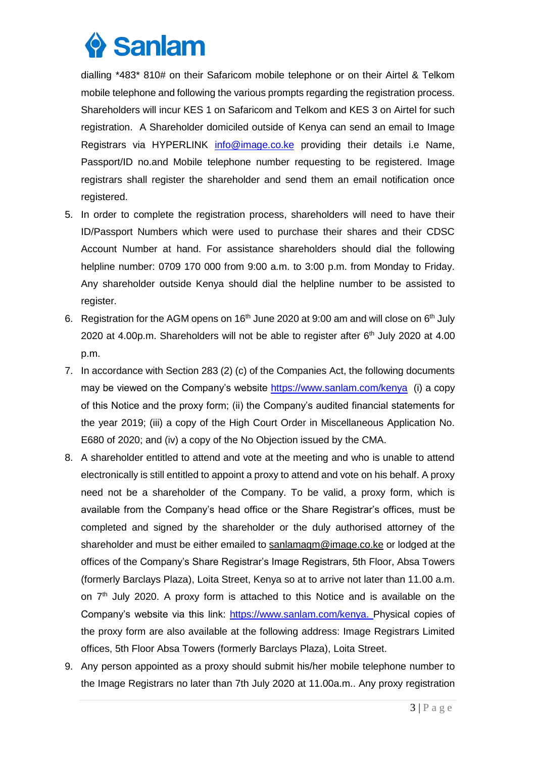dialling *483* 810# on their Safaricom mobile telephone or on their Airtel & Telkom mobile telephone and following the various prompts regarding the registration process. Shareholders will incur KES 1 on Safaricom and Telkom and KES 3 on Airtel for such registration. A Shareholder domiciled outside of Kenya can send an email to Image Registrars via HYPERLINK info@image.co.ke providing their details i.e Name, Passport/ID no.and Mobile telephone number requesting to be registered. Image registrars shall register the shareholder and send them an email notification once registered.

5. In order to complete the registration process, shareholders will need to have their ID/Passport Numbers which were used to purchase their shares and their CDSC Account Number at hand. For assistance shareholders should dial the following helpline number: 0709 170 000 from 9:00 a.m. to 3:00 p.m. from Monday to Friday. Any shareholder outside Kenya should dial the helpline number to be assisted to register.
6. Registration for the AGM opens on 16th June 2020 at 9:00 am and will close on 6th July 2020 at 4.00p.m. Shareholders will not be able to register after 6th July 2020 at 4.00 p.m.
7. In accordance with Section 283 (2) (c) of the Companies Act, the following documents may be viewed on the Company's website https://www.sanlam.com/kenya (i) a copy of this Notice and the proxy form; (ii) the Company's audited financial statements for the year 2019; (iii) a copy of the High Court Order in Miscellaneous Application No. E680 of 2020; and (iv) a copy of the No Objection issued by the CMA.
8. A shareholder entitled to attend and vote at the meeting and who is unable to attend electronically is still entitled to appoint a proxy to attend and vote on his behalf. A proxy need not be a shareholder of the Company. To be valid, a proxy form, which is available from the Company's head office or the Share Registrar's offices, must be completed and signed by the shareholder or the duly authorised attorney of the shareholder and must be either emailed to sanlamagm@image.co.ke or lodged at the offices of the Company's Share Registrar's Image Registrars, 5th Floor, Absa Towers (formerly Barclays Plaza), Loita Street, Kenya so at to arrive not later than 11.00 a.m. on 7th July 2020. A proxy form is attached to this Notice and is available on the Company's website via this link: https://www.sanlam.com/kenya. Physical copies of the proxy form are also available at the following address: Image Registrars Limited offices, 5th Floor Absa Towers (formerly Barclays Plaza), Loita Street.
9. Any person appointed as a proxy should submit his/her mobile telephone number to the Image Registrars no later than 7th July 2020 at 11.00a.m.. Any proxy registration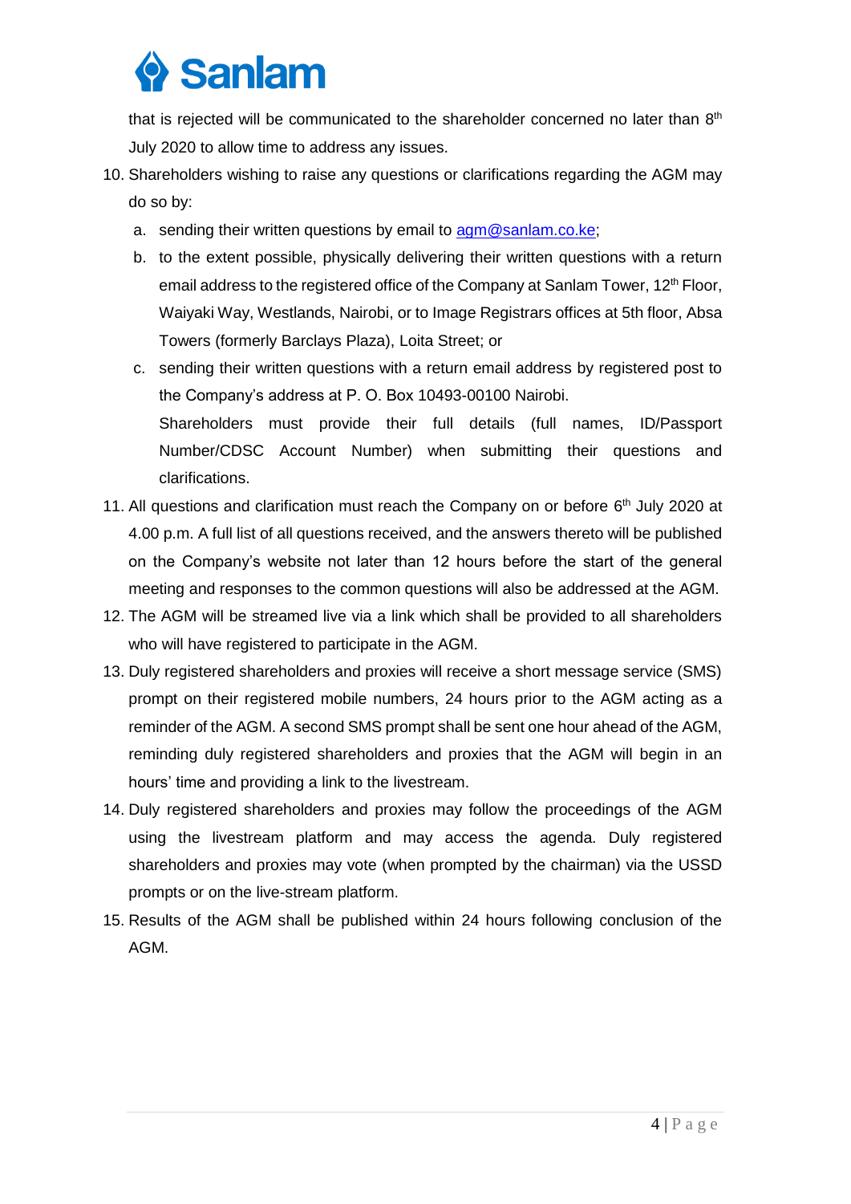that is rejected will be communicated to the shareholder concerned no later than 8th July 2020 to allow time to address any issues.

10. Shareholders wishing to raise any questions or clarifications regarding the AGM may do so by:
    a. sending their written questions by email to agm@sanlam.co.ke;
    b. to the extent possible, physically delivering their written questions with a return email address to the registered office of the Company at Sanlam Tower, 12th Floor, Waiyaki Way, Westlands, Nairobi, or to Image Registrars offices at 5th floor, Absa Towers (formerly Barclays Plaza), Loita Street; or
    c. sending their written questions with a return email address by registered post to the Company's address at P. O. Box 10493-00100 Nairobi.

    Shareholders must provide their full details (full names, ID/Passport Number/CDSC Account Number) when submitting their questions and clarifications.
11. All questions and clarification must reach the Company on or before 6th July 2020 at 4.00 p.m. A full list of all questions received, and the answers thereto will be published on the Company's website not later than 12 hours before the start of the general meeting and responses to the common questions will also be addressed at the AGM.
12. The AGM will be streamed live via a link which shall be provided to all shareholders who will have registered to participate in the AGM.
13. Duly registered shareholders and proxies will receive a short message service (SMS) prompt on their registered mobile numbers, 24 hours prior to the AGM acting as a reminder of the AGM. A second SMS prompt shall be sent one hour ahead of the AGM, reminding duly registered shareholders and proxies that the AGM will begin in an hours' time and providing a link to the livestream.
14. Duly registered shareholders and proxies may follow the proceedings of the AGM using the livestream platform and may access the agenda. Duly registered shareholders and proxies may vote (when prompted by the chairman) via the USSD prompts or on the live-stream platform.
15. Results of the AGM shall be published within 24 hours following conclusion of the AGM.